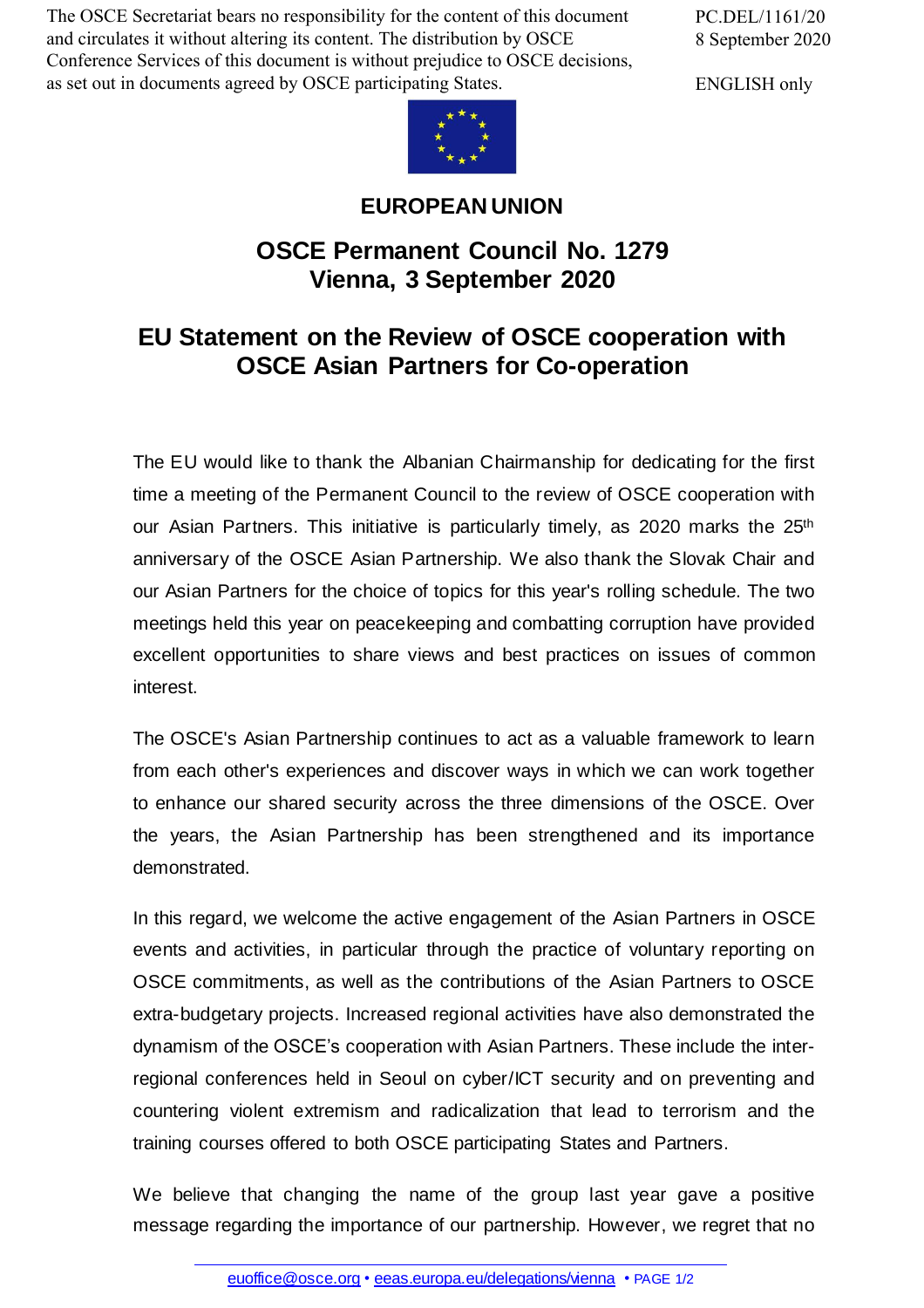The OSCE Secretariat bears no responsibility for the content of this document and circulates it without altering its content. The distribution by OSCE Conference Services of this document is without prejudice to OSCE decisions, as set out in documents agreed by OSCE participating States.

PC.DEL/1161/20
8 September 2020

ENGLISH only

**EUROPEAN UNION**

# OSCE Permanent Council No. 1279
# Vienna, 3 September 2020

## EU Statement on the Review of OSCE cooperation with OSCE Asian Partners for Co-operation

The EU would like to thank the Albanian Chairmanship for dedicating for the first time a meeting of the Permanent Council to the review of OSCE cooperation with our Asian Partners. This initiative is particularly timely, as 2020 marks the 25th anniversary of the OSCE Asian Partnership. We also thank the Slovak Chair and our Asian Partners for the choice of topics for this year's rolling schedule. The two meetings held this year on peacekeeping and combatting corruption have provided excellent opportunities to share views and best practices on issues of common interest.

The OSCE's Asian Partnership continues to act as a valuable framework to learn from each other's experiences and discover ways in which we can work together to enhance our shared security across the three dimensions of the OSCE. Over the years, the Asian Partnership has been strengthened and its importance demonstrated.

In this regard, we welcome the active engagement of the Asian Partners in OSCE events and activities, in particular through the practice of voluntary reporting on OSCE commitments, as well as the contributions of the Asian Partners to OSCE extra-budgetary projects. Increased regional activities have also demonstrated the dynamism of the OSCE's cooperation with Asian Partners. These include the inter-regional conferences held in Seoul on cyber/ICT security and on preventing and countering violent extremism and radicalization that lead to terrorism and the training courses offered to both OSCE participating States and Partners.

We believe that changing the name of the group last year gave a positive message regarding the importance of our partnership. However, we regret that no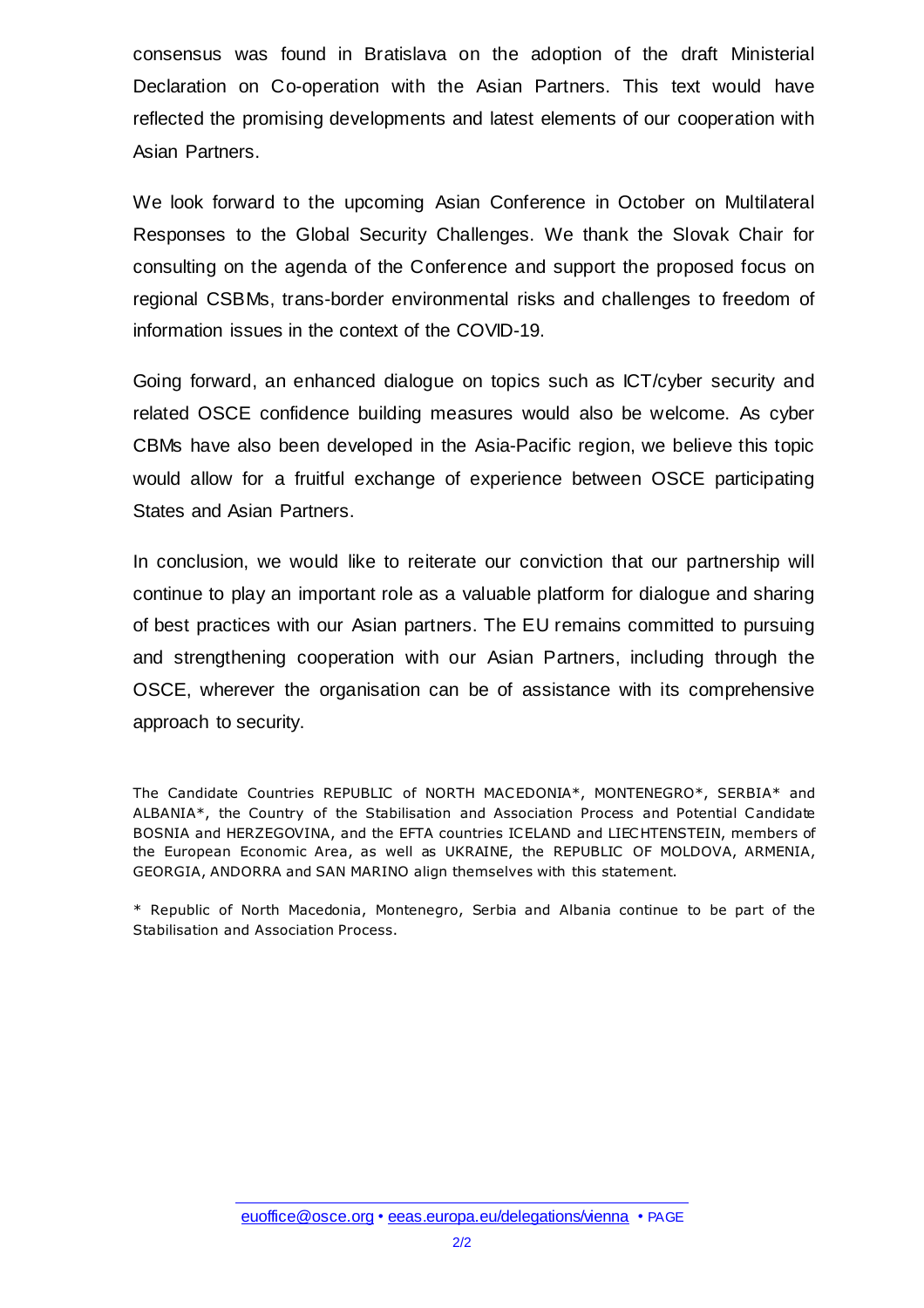consensus was found in Bratislava on the adoption of the draft Ministerial Declaration on Co-operation with the Asian Partners. This text would have reflected the promising developments and latest elements of our cooperation with Asian Partners.

We look forward to the upcoming Asian Conference in October on Multilateral Responses to the Global Security Challenges. We thank the Slovak Chair for consulting on the agenda of the Conference and support the proposed focus on regional CSBMs, trans-border environmental risks and challenges to freedom of information issues in the context of the COVID-19.

Going forward, an enhanced dialogue on topics such as ICT/cyber security and related OSCE confidence building measures would also be welcome. As cyber CBMs have also been developed in the Asia-Pacific region, we believe this topic would allow for a fruitful exchange of experience between OSCE participating States and Asian Partners.

In conclusion, we would like to reiterate our conviction that our partnership will continue to play an important role as a valuable platform for dialogue and sharing of best practices with our Asian partners. The EU remains committed to pursuing and strengthening cooperation with our Asian Partners, including through the OSCE, wherever the organisation can be of assistance with its comprehensive approach to security.

The Candidate Countries REPUBLIC of NORTH MACEDONIA*, MONTENEGRO*, SERBIA* and ALBANIA*, the Country of the Stabilisation and Association Process and Potential Candidate BOSNIA and HERZEGOVINA, and the EFTA countries ICELAND and LIECHTENSTEIN, members of the European Economic Area, as well as UKRAINE, the REPUBLIC OF MOLDOVA, ARMENIA, GEORGIA, ANDORRA and SAN MARINO align themselves with this statement.

* Republic of North Macedonia, Montenegro, Serbia and Albania continue to be part of the Stabilisation and Association Process.

euoffice@osce.org • eeas.europa.eu/delegations/vienna